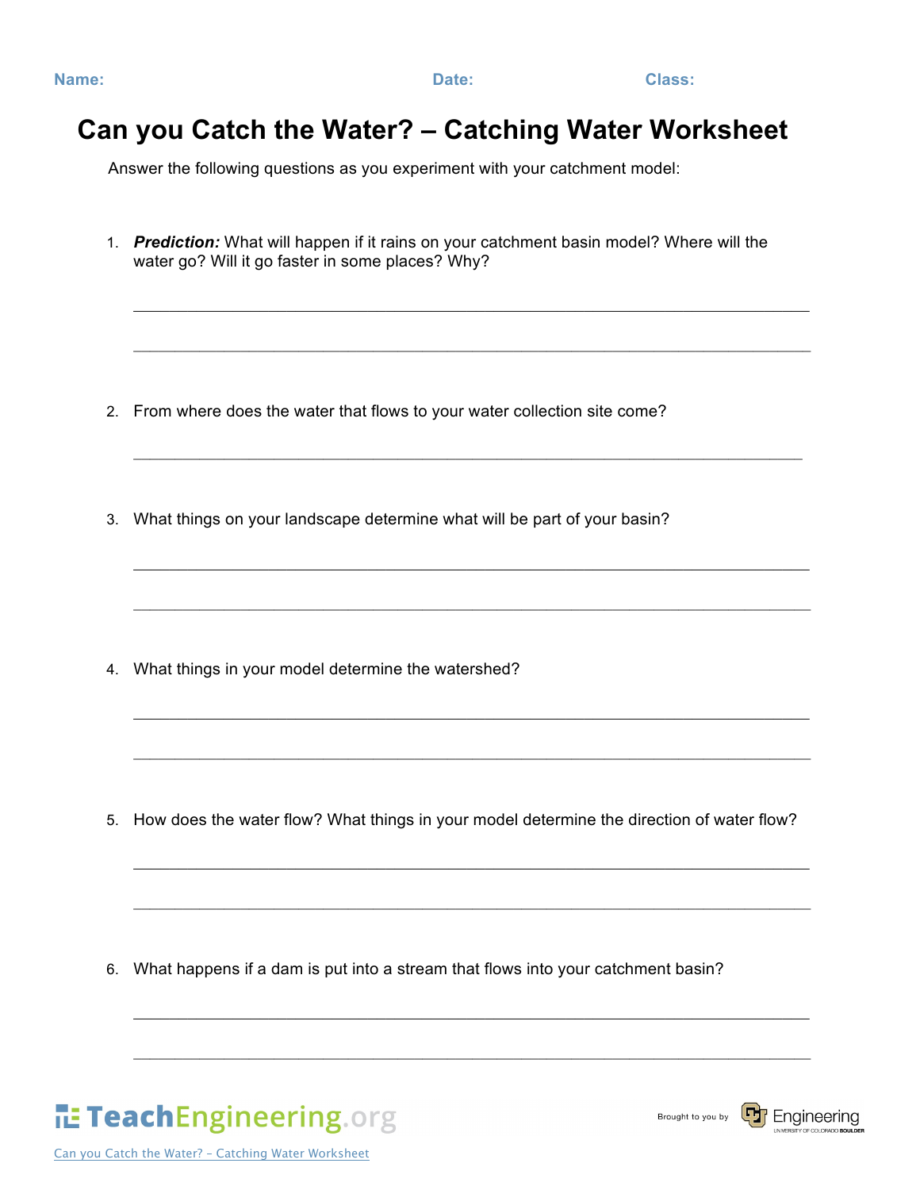**Name:** **Date:** **Class:**

# Can you Catch the Water? – Catching Water Worksheet

Answer the following questions as you experiment with your catchment model:

1. ***Prediction:*** What will happen if it rains on your catchment basin model? Where will the water go? Will it go faster in some places? Why?

   ______________________________________________________________________

   ______________________________________________________________________

2. From where does the water that flows to your water collection site come?

   ______________________________________________________________________

3. What things on your landscape determine what will be part of your basin?

   ______________________________________________________________________

   ______________________________________________________________________

4. What things in your model determine the watershed?

   ______________________________________________________________________

   ______________________________________________________________________

5. How does the water flow? What things in your model determine the direction of water flow?

   ______________________________________________________________________

   ______________________________________________________________________

6. What happens if a dam is put into a stream that flows into your catchment basin?

   ______________________________________________________________________

   ______________________________________________________________________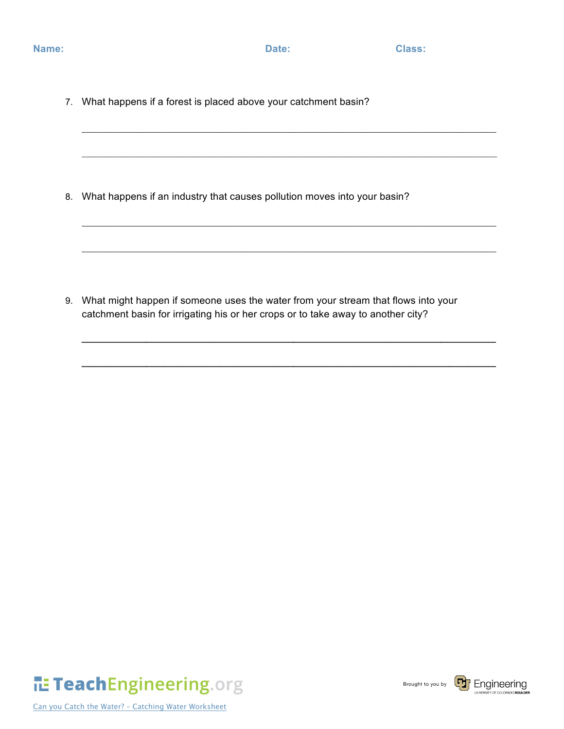Name: Date: Class:

7. What happens if a forest is placed above your catchment basin?

_______________________________________________________________________

_______________________________________________________________________

8. What happens if an industry that causes pollution moves into your basin?

_______________________________________________________________________

_______________________________________________________________________

9. What might happen if someone uses the water from your stream that flows into your catchment basin for irrigating his or her crops or to take away to another city?

_______________________________________________________________________

_______________________________________________________________________